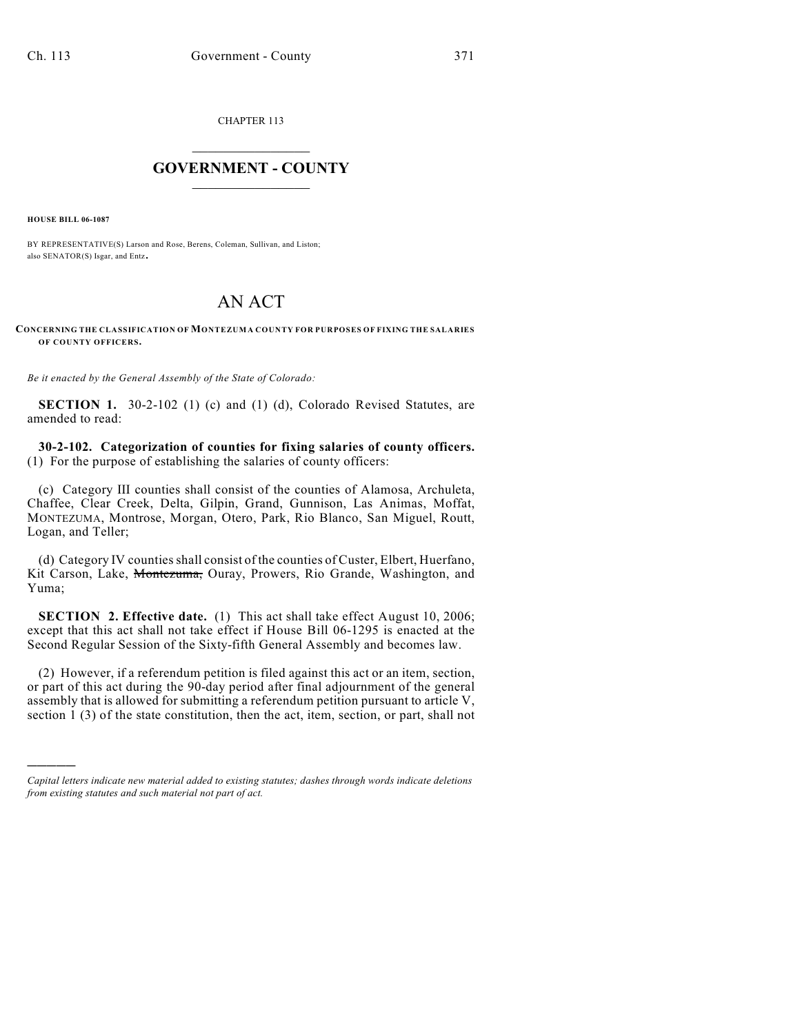CHAPTER 113

# GOVERNMENT - COUNTY

**HOUSE BILL 06-1087**

BY REPRESENTATIVE(S) Larson and Rose, Berens, Coleman, Sullivan, and Liston; also SENATOR(S) Isgar, and Entz.

# AN ACT

**CONCERNING THE CLASSIFICATION OF MONTEZUMA COUNTY FOR PURPOSES OF FIXING THE SALARIES OF COUNTY OFFICERS.**

*Be it enacted by the General Assembly of the State of Colorado:*

**SECTION 1.** 30-2-102 (1) (c) and (1) (d), Colorado Revised Statutes, are amended to read:

**30-2-102. Categorization of counties for fixing salaries of county officers.** (1) For the purpose of establishing the salaries of county officers:

(c) Category III counties shall consist of the counties of Alamosa, Archuleta, Chaffee, Clear Creek, Delta, Gilpin, Grand, Gunnison, Las Animas, Moffat, MONTEZUMA, Montrose, Morgan, Otero, Park, Rio Blanco, San Miguel, Routt, Logan, and Teller;

(d) Category IV counties shall consist of the counties of Custer, Elbert, Huerfano, Kit Carson, Lake, ~~Montezuma,~~ Ouray, Prowers, Rio Grande, Washington, and Yuma;

**SECTION 2. Effective date.** (1) This act shall take effect August 10, 2006; except that this act shall not take effect if House Bill 06-1295 is enacted at the Second Regular Session of the Sixty-fifth General Assembly and becomes law.

(2) However, if a referendum petition is filed against this act or an item, section, or part of this act during the 90-day period after final adjournment of the general assembly that is allowed for submitting a referendum petition pursuant to article V, section 1 (3) of the state constitution, then the act, item, section, or part, shall not

---

*Capital letters indicate new material added to existing statutes; dashes through words indicate deletions from existing statutes and such material not part of act.*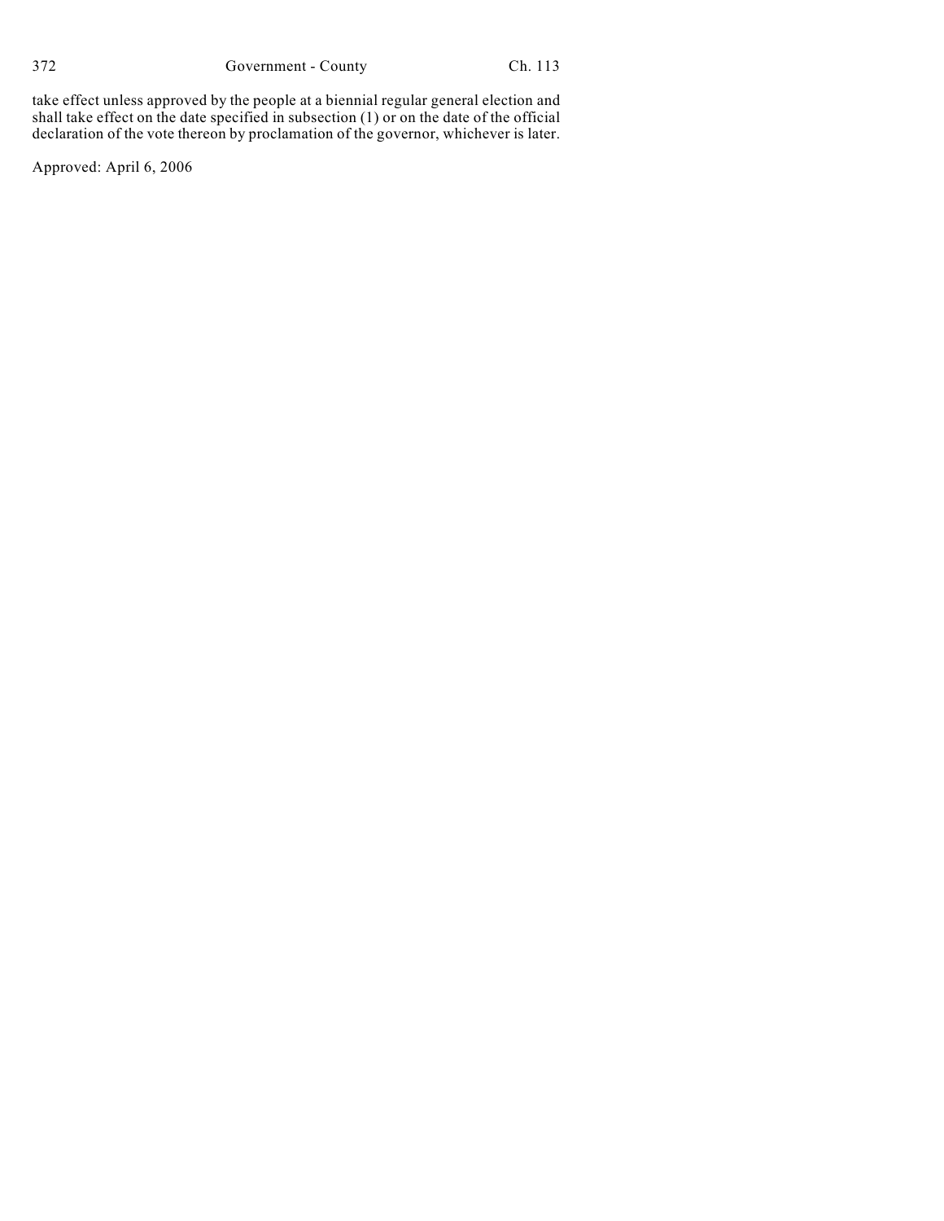take effect unless approved by the people at a biennial regular general election and shall take effect on the date specified in subsection (1) or on the date of the official declaration of the vote thereon by proclamation of the governor, whichever is later.

Approved: April 6, 2006